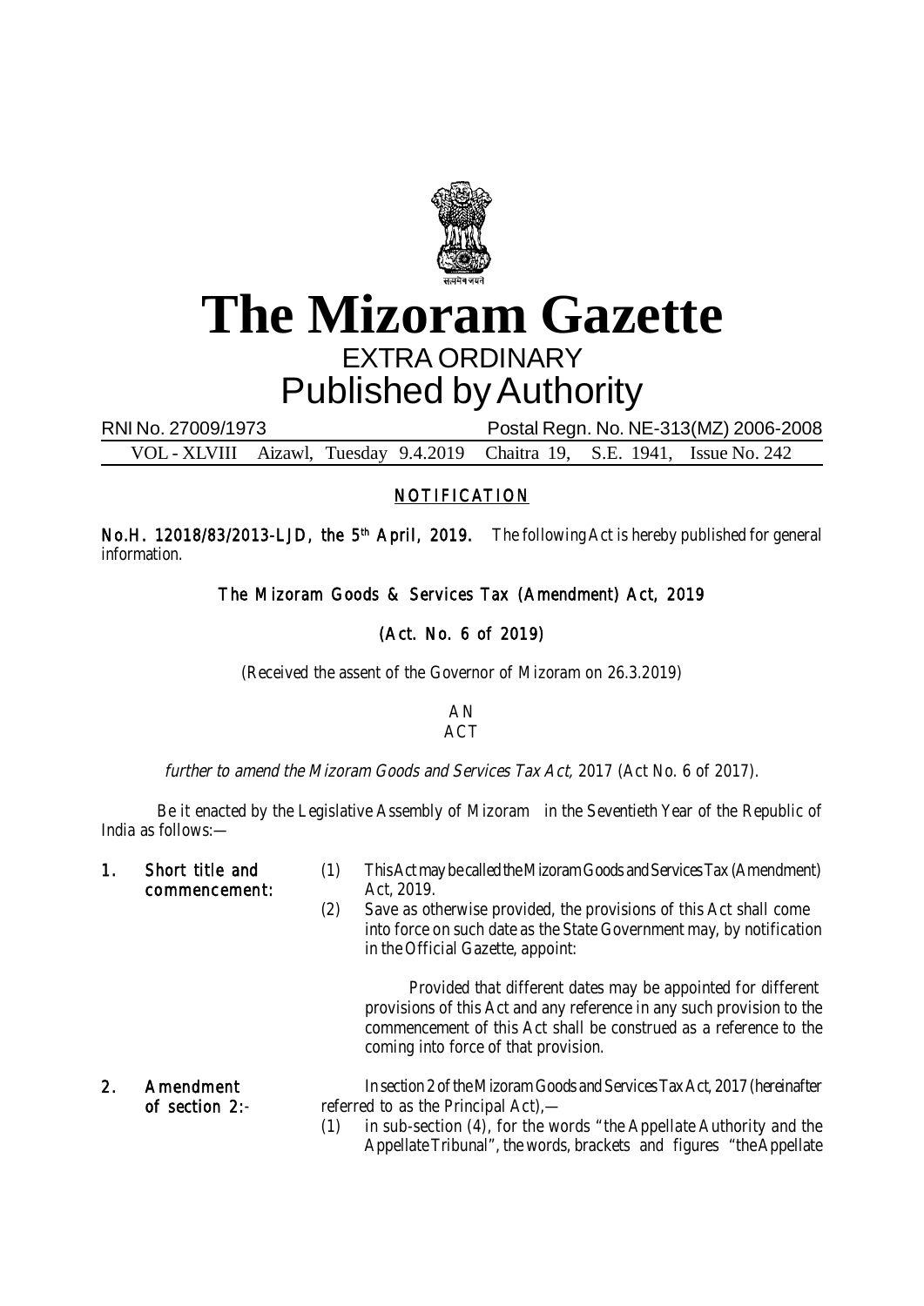# The Mizoram Gazette

EXTRA ORDINARY

Published by Authority

RNI No. 27009/1973 Postal Regn. No. NE-313(MZ) 2006-2008

VOL - XLVIII Aizawl, Tuesday 9.4.2019 Chaitra 19, S.E. 1941, Issue No. 242

## NOTIFICATION

**No.H. 12018/83/2013-LJD, the 5th April, 2019.** The following Act is hereby published for general information.

### The Mizoram Goods & Services Tax (Amendment) Act, 2019

### (Act. No. 6 of 2019)

(Received the assent of the Governor of Mizoram on 26.3.2019)

AN
ACT

*further to amend the Mizoram Goods and Services Tax Act,* 2017 (Act No. 6 of 2017).

Be it enacted by the Legislative Assembly of Mizoram in the Seventieth Year of the Republic of India as follows:—

**1. Short title and commencement:**

(1) This Act may be called the Mizoram Goods and Services Tax (Amendment) Act, 2019.

(2) Save as otherwise provided, the provisions of this Act shall come into force on such date as the State Government may, by notification in the Official Gazette, appoint:

Provided that different dates may be appointed for different provisions of this Act and any reference in any such provision to the commencement of this Act shall be construed as a reference to the coming into force of that provision.

**2. Amendment of section 2:-**

In section 2 of the Mizoram Goods and Services Tax Act, 2017 (hereinafter referred to as the Principal Act),—

(1) in sub-section (4), for the words "the Appellate Authority and the Appellate Tribunal", the words, brackets and figures "the Appellate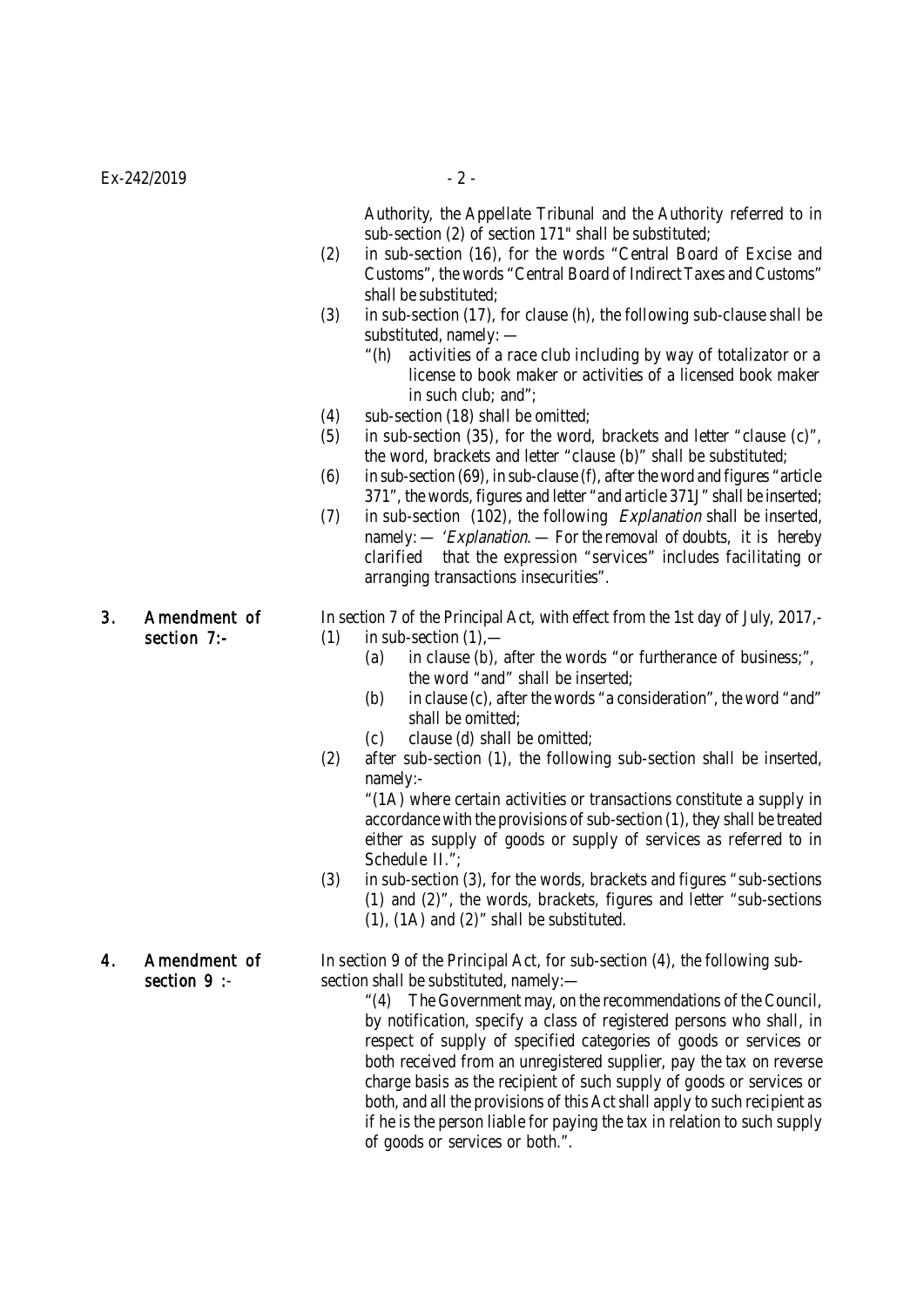Authority, the Appellate Tribunal and the Authority referred to in sub-section (2) of section 171" shall be substituted;

(2) in sub-section (16), for the words "Central Board of Excise and Customs", the words "Central Board of Indirect Taxes and Customs" shall be substituted;

(3) in sub-section (17), for clause (h), the following sub-clause shall be substituted, namely: —

"(h) activities of a race club including by way of totalizator or a license to book maker or activities of a licensed book maker in such club; and";

(4) sub-section (18) shall be omitted;

(5) in sub-section (35), for the word, brackets and letter "clause (c)", the word, brackets and letter "clause (b)" shall be substituted;

(6) in sub-section (69), in sub-clause (f), after the word and figures "article 371", the words, figures and letter "and article 371J" shall be inserted;

(7) in sub-section (102), the following *Explanation* shall be inserted, namely: — '*Explanation*. — For the removal of doubts, it is hereby clarified that the expression "services" includes facilitating or arranging transactions insecurities".

**3. Amendment of section 7:-** In section 7 of the Principal Act, with effect from the 1st day of July, 2017,-

(1) in sub-section (1),—

(a) in clause (b), after the words "or furtherance of business;", the word "and" shall be inserted;

(b) in clause (c), after the words "a consideration", the word "and" shall be omitted;

(c) clause (d) shall be omitted;

(2) after sub-section (1), the following sub-section shall be inserted, namely:-

"(1A) where certain activities or transactions constitute a supply in accordance with the provisions of sub-section (1), they shall be treated either as supply of goods or supply of services as referred to in Schedule II.";

(3) in sub-section (3), for the words, brackets and figures "sub-sections (1) and (2)", the words, brackets, figures and letter "sub-sections (1), (1A) and (2)" shall be substituted.

**4. Amendment of section 9 :-** In section 9 of the Principal Act, for sub-section (4), the following sub-section shall be substituted, namely:—

"(4) The Government may, on the recommendations of the Council, by notification, specify a class of registered persons who shall, in respect of supply of specified categories of goods or services or both received from an unregistered supplier, pay the tax on reverse charge basis as the recipient of such supply of goods or services or both, and all the provisions of this Act shall apply to such recipient as if he is the person liable for paying the tax in relation to such supply of goods or services or both.".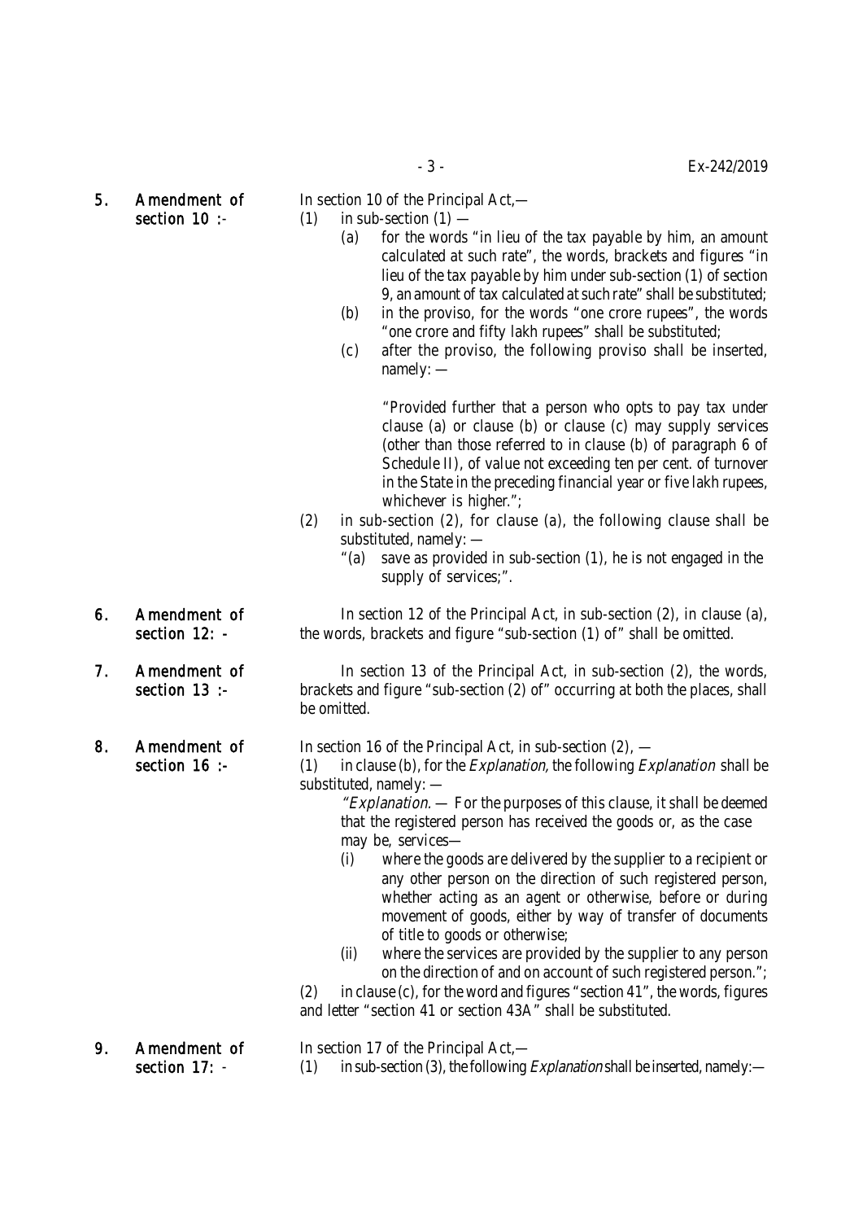**5. Amendment of section 10 :-**

In section 10 of the Principal Act,—

(1) in sub-section (1) —

(a) for the words "in lieu of the tax payable by him, an amount calculated at such rate", the words, brackets and figures "in lieu of the tax payable by him under sub-section (1) of section 9, an amount of tax calculated at such rate" shall be substituted;

(b) in the proviso, for the words "one crore rupees", the words "one crore and fifty lakh rupees" shall be substituted;

(c) after the proviso, the following proviso shall be inserted, namely: —

"Provided further that a person who opts to pay tax under clause (a) or clause (b) or clause (c) may supply services (other than those referred to in clause (b) of paragraph 6 of Schedule II), of value not exceeding ten per cent. of turnover in the State in the preceding financial year or five lakh rupees, whichever is higher.";

(2) in sub-section (2), for clause (a), the following clause shall be substituted, namely: —

"(a) save as provided in sub-section (1), he is not engaged in the supply of services;".

**6. Amendment of section 12: -**

In section 12 of the Principal Act, in sub-section (2), in clause (a), the words, brackets and figure "sub-section (1) of" shall be omitted.

**7. Amendment of section 13 :-**

In section 13 of the Principal Act, in sub-section (2), the words, brackets and figure "sub-section (2) of" occurring at both the places, shall be omitted.

**8. Amendment of section 16 :-**

In section 16 of the Principal Act, in sub-section (2), —

(1) in clause (b), for the *Explanation*, the following *Explanation* shall be substituted, namely: —

"*Explanation*. — For the purposes of this clause, it shall be deemed that the registered person has received the goods or, as the case may be, services—

(i) where the goods are delivered by the supplier to a recipient or any other person on the direction of such registered person, whether acting as an agent or otherwise, before or during movement of goods, either by way of transfer of documents of title to goods or otherwise;

(ii) where the services are provided by the supplier to any person on the direction of and on account of such registered person.";

(2) in clause (c), for the word and figures "section 41", the words, figures and letter "section 41 or section 43A" shall be substituted.

**9. Amendment of section 17: -**

In section 17 of the Principal Act,—

(1) in sub-section (3), the following *Explanation* shall be inserted, namely:—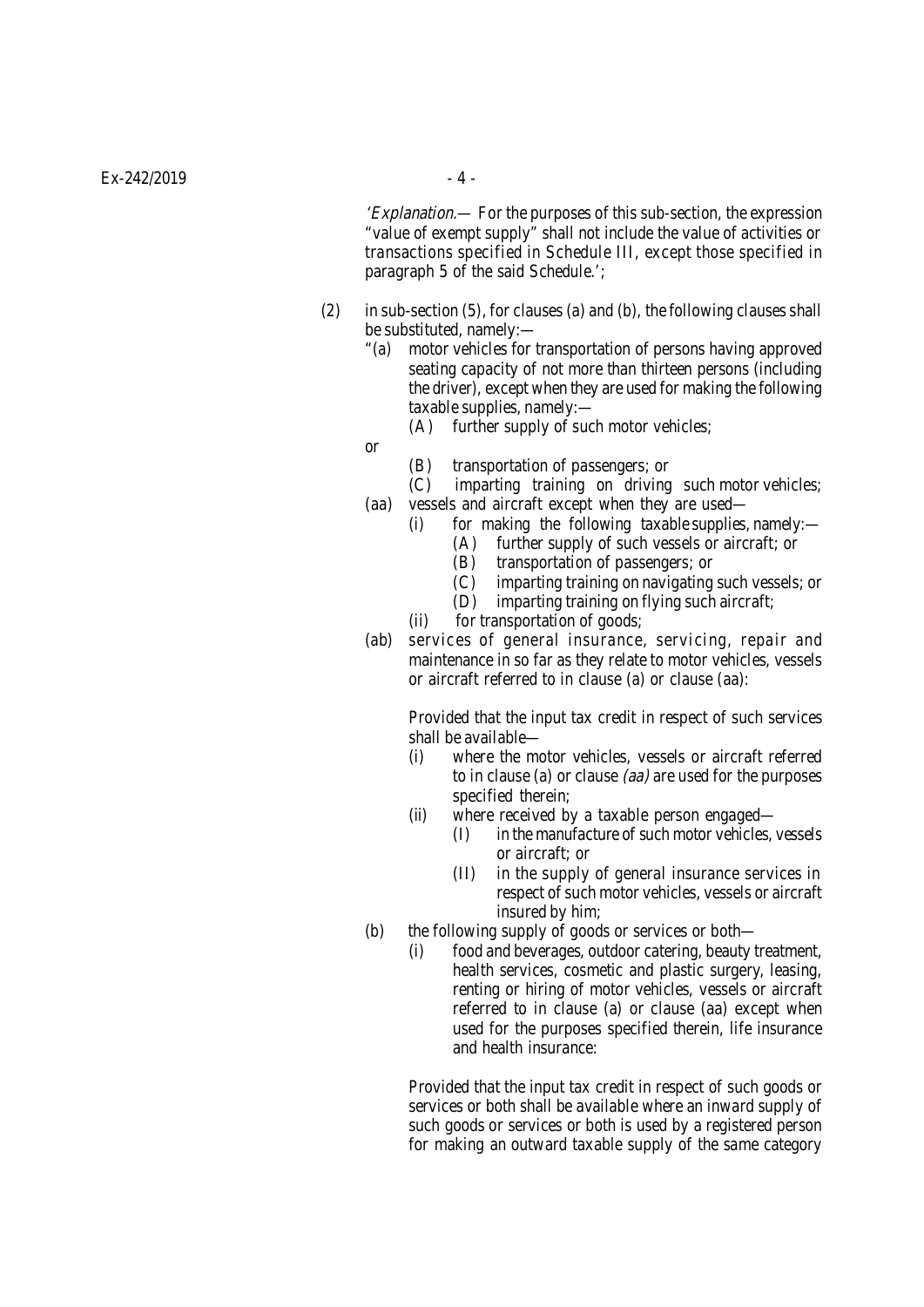'*Explanation*.— For the purposes of this sub-section, the expression "value of exempt supply" shall not include the value of activities or transactions specified in Schedule III, except those specified in paragraph 5 of the said Schedule.';

(2) in sub-section (5), for clauses (a) and (b), the following clauses shall be substituted, namely:—

"(a) motor vehicles for transportation of persons having approved seating capacity of not more than thirteen persons (including the driver), except when they are used for making the following taxable supplies, namely:—

(A) further supply of such motor vehicles;

or

(B) transportation of passengers; or

(C) imparting training on driving such motor vehicles;

(aa) vessels and aircraft except when they are used—

(i) for making the following taxable supplies, namely:—

(A) further supply of such vessels or aircraft; or

(B) transportation of passengers; or

(C) imparting training on navigating such vessels; or

(D) imparting training on flying such aircraft;

(ii) for transportation of goods;

(ab) services of general insurance, servicing, repair and maintenance in so far as they relate to motor vehicles, vessels or aircraft referred to in clause (a) or clause (aa):

Provided that the input tax credit in respect of such services shall be available—

(i) where the motor vehicles, vessels or aircraft referred to in clause (a) or clause *(aa)* are used for the purposes specified therein;

(ii) where received by a taxable person engaged—

(I) in the manufacture of such motor vehicles, vessels or aircraft; or

(II) in the supply of general insurance services in respect of such motor vehicles, vessels or aircraft insured by him;

(b) the following supply of goods or services or both—

(i) food and beverages, outdoor catering, beauty treatment, health services, cosmetic and plastic surgery, leasing, renting or hiring of motor vehicles, vessels or aircraft referred to in clause (a) or clause (aa) except when used for the purposes specified therein, life insurance and health insurance:

Provided that the input tax credit in respect of such goods or services or both shall be available where an inward supply of such goods or services or both is used by a registered person for making an outward taxable supply of the same category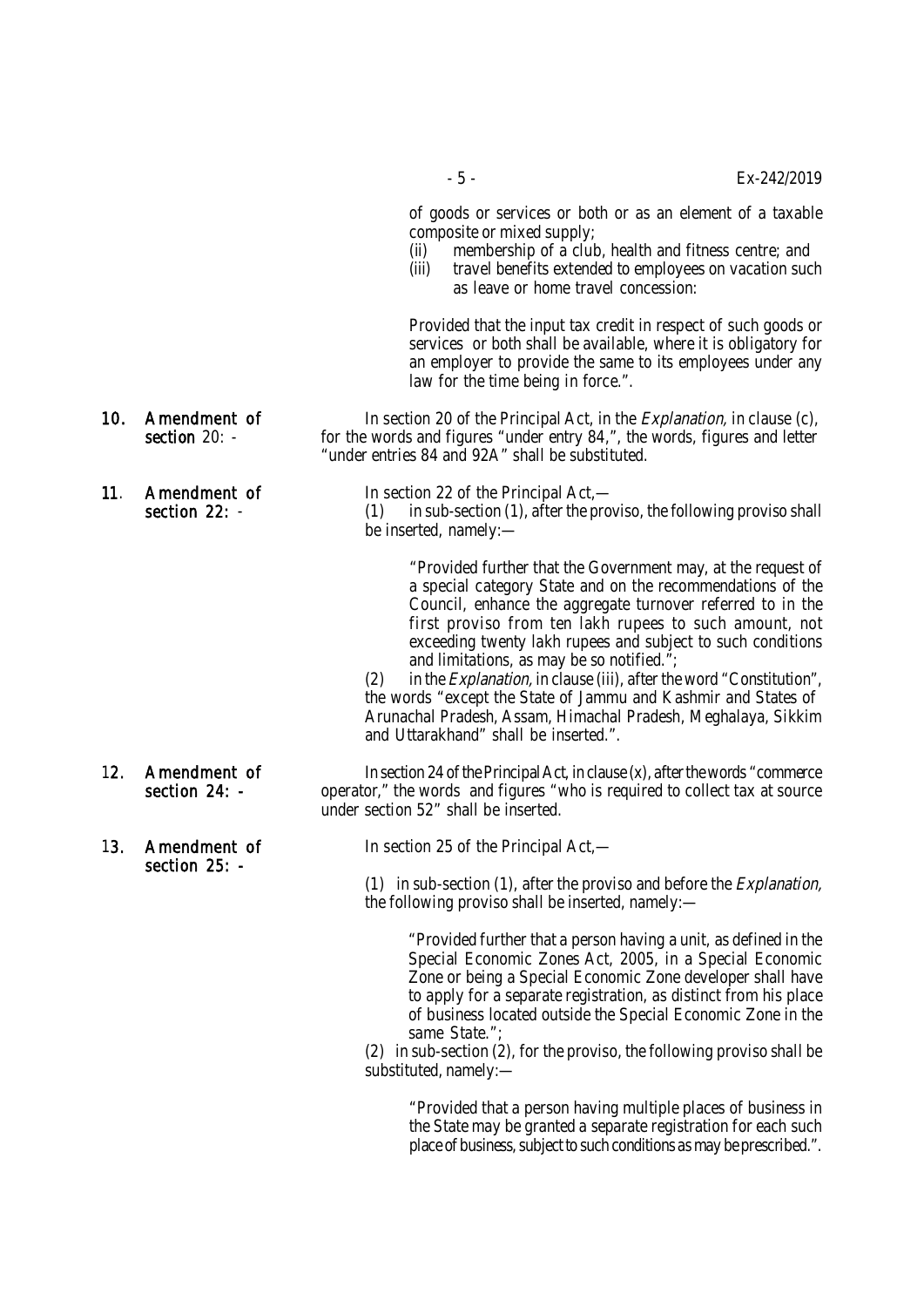of goods or services or both or as an element of a taxable composite or mixed supply;

(ii) membership of a club, health and fitness centre; and

(iii) travel benefits extended to employees on vacation such as leave or home travel concession:

Provided that the input tax credit in respect of such goods or services or both shall be available, where it is obligatory for an employer to provide the same to its employees under any law for the time being in force.".

**10. Amendment of section 20: -** In section 20 of the Principal Act, in the *Explanation,* in clause (c), for the words and figures "under entry 84,", the words, figures and letter "under entries 84 and 92A" shall be substituted.

**11. Amendment of section 22: -** In section 22 of the Principal Act,—

(1) in sub-section (1), after the proviso, the following proviso shall be inserted, namely:—

"Provided further that the Government may, at the request of a special category State and on the recommendations of the Council, enhance the aggregate turnover referred to in the first proviso from ten lakh rupees to such amount, not exceeding twenty lakh rupees and subject to such conditions and limitations, as may be so notified.";

(2) in the *Explanation,* in clause (iii), after the word "Constitution", the words "except the State of Jammu and Kashmir and States of Arunachal Pradesh, Assam, Himachal Pradesh, Meghalaya, Sikkim and Uttarakhand" shall be inserted.".

**12. Amendment of section 24: -** In section 24 of the Principal Act, in clause (x), after the words "commerce operator," the words and figures "who is required to collect tax at source under section 52" shall be inserted.

**13. Amendment of section 25: -** In section 25 of the Principal Act,—

(1) in sub-section (1), after the proviso and before the *Explanation,* the following proviso shall be inserted, namely:—

"Provided further that a person having a unit, as defined in the Special Economic Zones Act, 2005, in a Special Economic Zone or being a Special Economic Zone developer shall have to apply for a separate registration, as distinct from his place of business located outside the Special Economic Zone in the same State.";

(2) in sub-section (2), for the proviso, the following proviso shall be substituted, namely:—

"Provided that a person having multiple places of business in the State may be granted a separate registration for each such place of business, subject to such conditions as may be prescribed.".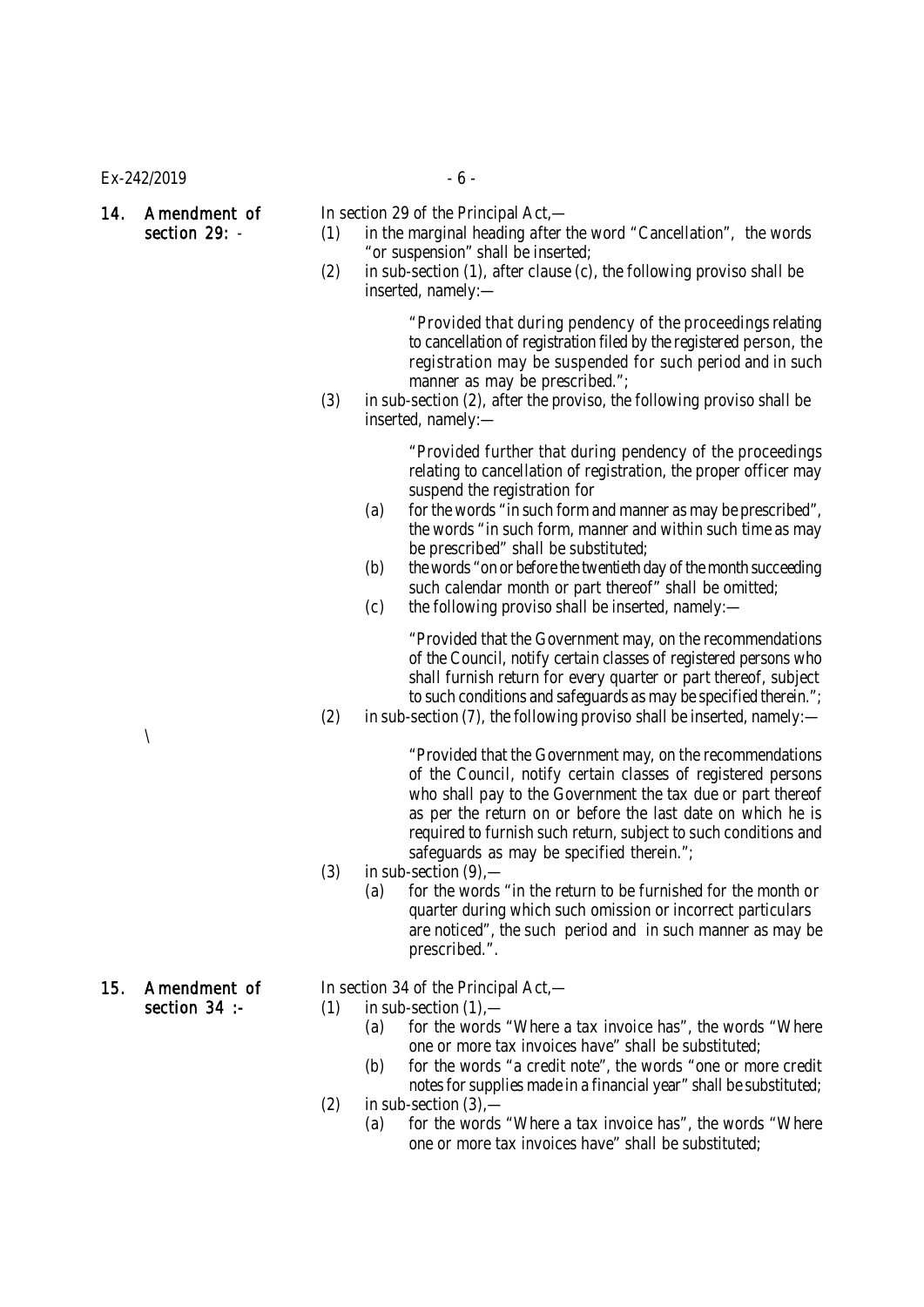**14. Amendment of section 29: -**

In section 29 of the Principal Act,—

(1) in the marginal heading after the word "Cancellation", the words "or suspension" shall be inserted;

(2) in sub-section (1), after clause (c), the following proviso shall be inserted, namely:—

> "Provided that during pendency of the proceedings relating to cancellation of registration filed by the registered person, the registration may be suspended for such period and in such manner as may be prescribed.";

(3) in sub-section (2), after the proviso, the following proviso shall be inserted, namely:—

> "Provided further that during pendency of the proceedings relating to cancellation of registration, the proper officer may suspend the registration for

(a) for the words "in such form and manner as may be prescribed", the words "in such form, manner and within such time as may be prescribed" shall be substituted;

(b) the words "on or before the twentieth day of the month succeeding such calendar month or part thereof" shall be omitted;

(c) the following proviso shall be inserted, namely:—

> "Provided that the Government may, on the recommendations of the Council, notify certain classes of registered persons who shall furnish return for every quarter or part thereof, subject to such conditions and safeguards as may be specified therein.";

(2) in sub-section (7), the following proviso shall be inserted, namely:—

\

> "Provided that the Government may, on the recommendations of the Council, notify certain classes of registered persons who shall pay to the Government the tax due or part thereof as per the return on or before the last date on which he is required to furnish such return, subject to such conditions and safeguards as may be specified therein.";

(3) in sub-section (9),—

(a) for the words "in the return to be furnished for the month or quarter during which such omission or incorrect particulars are noticed", the such period and in such manner as may be prescribed.".

**15. Amendment of section 34 :-**

In section 34 of the Principal Act,—

(1) in sub-section (1),—

(a) for the words "Where a tax invoice has", the words "Where one or more tax invoices have" shall be substituted;

(b) for the words "a credit note", the words "one or more credit notes for supplies made in a financial year" shall be substituted;

(2) in sub-section (3),—

(a) for the words "Where a tax invoice has", the words "Where one or more tax invoices have" shall be substituted;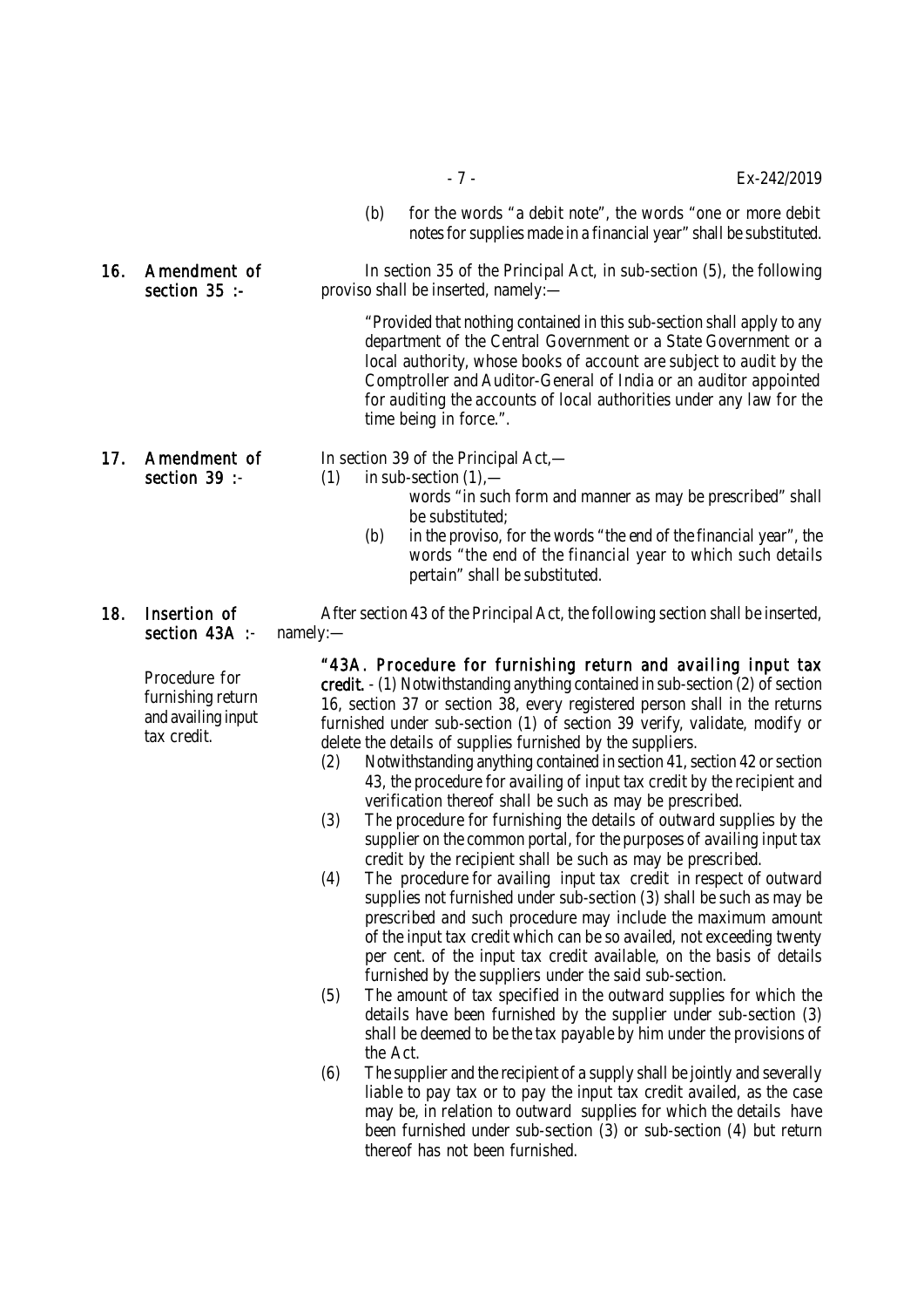(b) for the words "a debit note", the words "one or more debit notes for supplies made in a financial year" shall be substituted.

**16. Amendment of section 35 :-**

In section 35 of the Principal Act, in sub-section (5), the following proviso shall be inserted, namely:—

"Provided that nothing contained in this sub-section shall apply to any department of the Central Government or a State Government or a local authority, whose books of account are subject to audit by the Comptroller and Auditor-General of India or an auditor appointed for auditing the accounts of local authorities under any law for the time being in force.".

**17. Amendment of section 39 :-**

In section 39 of the Principal Act,—

(1) in sub-section (1),—

words "in such form and manner as may be prescribed" shall be substituted;

(b) in the proviso, for the words "the end of the financial year", the words "the end of the financial year to which such details pertain" shall be substituted.

**18. Insertion of section 43A :-**

After section 43 of the Principal Act, the following section shall be inserted, namely:—

*Procedure for furnishing return and availing input tax credit.*

**"43A. Procedure for furnishing return and availing input tax credit.** - (1) Notwithstanding anything contained in sub-section (2) of section 16, section 37 or section 38, every registered person shall in the returns furnished under sub-section (1) of section 39 verify, validate, modify or delete the details of supplies furnished by the suppliers.

(2) Notwithstanding anything contained in section 41, section 42 or section 43, the procedure for availing of input tax credit by the recipient and verification thereof shall be such as may be prescribed.

(3) The procedure for furnishing the details of outward supplies by the supplier on the common portal, for the purposes of availing input tax credit by the recipient shall be such as may be prescribed.

(4) The procedure for availing input tax credit in respect of outward supplies not furnished under sub-section (3) shall be such as may be prescribed and such procedure may include the maximum amount of the input tax credit which can be so availed, not exceeding twenty per cent. of the input tax credit available, on the basis of details furnished by the suppliers under the said sub-section.

(5) The amount of tax specified in the outward supplies for which the details have been furnished by the supplier under sub-section (3) shall be deemed to be the tax payable by him under the provisions of the Act.

(6) The supplier and the recipient of a supply shall be jointly and severally liable to pay tax or to pay the input tax credit availed, as the case may be, in relation to outward supplies for which the details have been furnished under sub-section (3) or sub-section (4) but return thereof has not been furnished.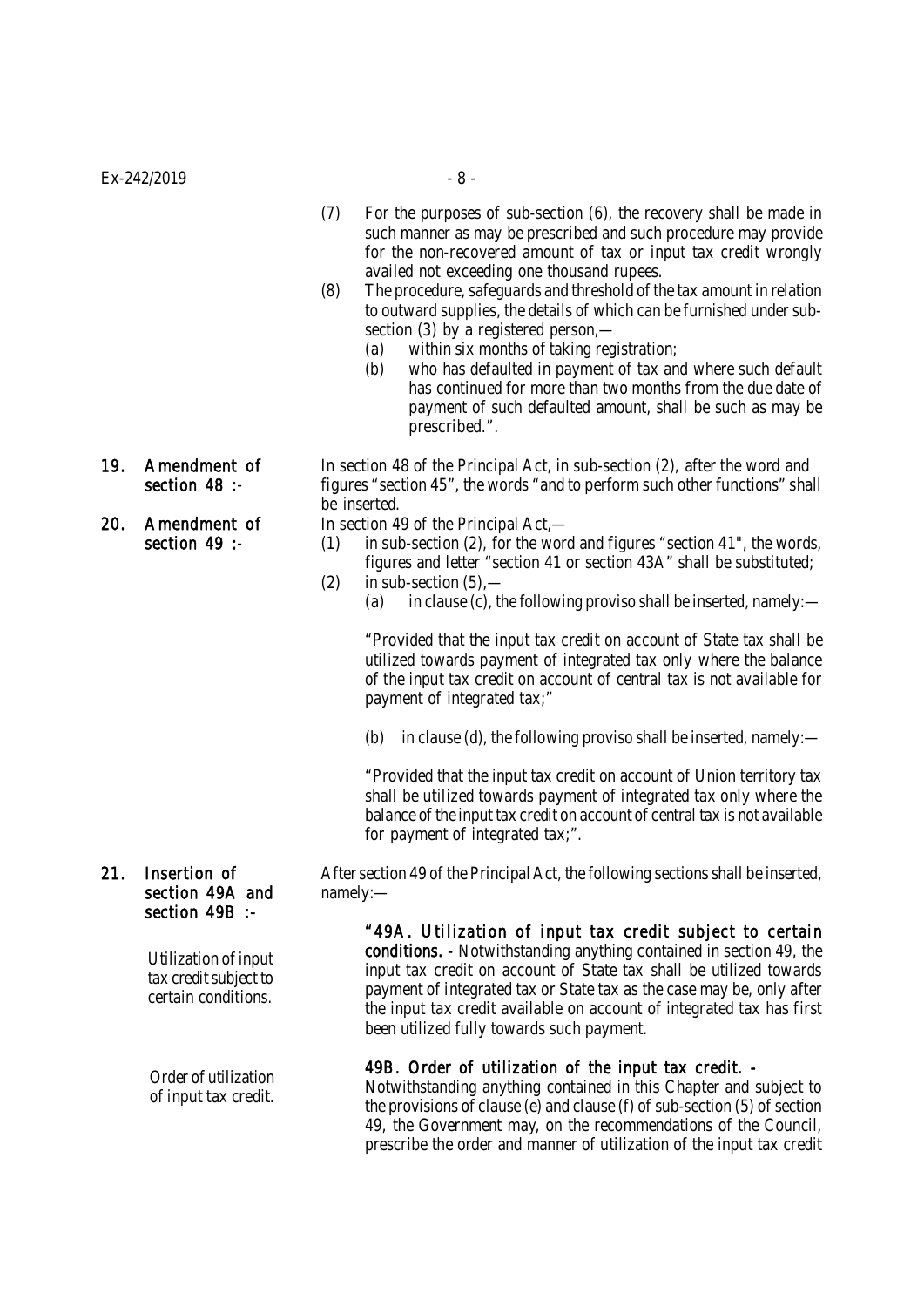(7) For the purposes of sub-section (6), the recovery shall be made in such manner as may be prescribed and such procedure may provide for the non-recovered amount of tax or input tax credit wrongly availed not exceeding one thousand rupees.

(8) The procedure, safeguards and threshold of the tax amount in relation to outward supplies, the details of which can be furnished under sub-section (3) by a registered person,—

(a) within six months of taking registration;

(b) who has defaulted in payment of tax and where such default has continued for more than two months from the due date of payment of such defaulted amount, shall be such as may be prescribed.".

**19. Amendment of section 48 :-** In section 48 of the Principal Act, in sub-section (2), after the word and figures "section 45", the words "and to perform such other functions" shall be inserted.

**20. Amendment of section 49 :-** In section 49 of the Principal Act,—

(1) in sub-section (2), for the word and figures "section 41", the words, figures and letter "section 41 or section 43A" shall be substituted;

(2) in sub-section (5),—

(a) in clause (c), the following proviso shall be inserted, namely:—

"Provided that the input tax credit on account of State tax shall be utilized towards payment of integrated tax only where the balance of the input tax credit on account of central tax is not available for payment of integrated tax;"

(b) in clause (d), the following proviso shall be inserted, namely:—

"Provided that the input tax credit on account of Union territory tax shall be utilized towards payment of integrated tax only where the balance of the input tax credit on account of central tax is not available for payment of integrated tax;".

**21. Insertion of section 49A and section 49B :-** After section 49 of the Principal Act, the following sections shall be inserted, namely:—

Utilization of input tax credit subject to certain conditions.

**"49A. Utilization of input tax credit subject to certain conditions. -** Notwithstanding anything contained in section 49, the input tax credit on account of State tax shall be utilized towards payment of integrated tax or State tax as the case may be, only after the input tax credit available on account of integrated tax has first been utilized fully towards such payment.

Order of utilization of input tax credit.

**49B. Order of utilization of the input tax credit. -** Notwithstanding anything contained in this Chapter and subject to the provisions of clause (e) and clause (f) of sub-section (5) of section 49, the Government may, on the recommendations of the Council, prescribe the order and manner of utilization of the input tax credit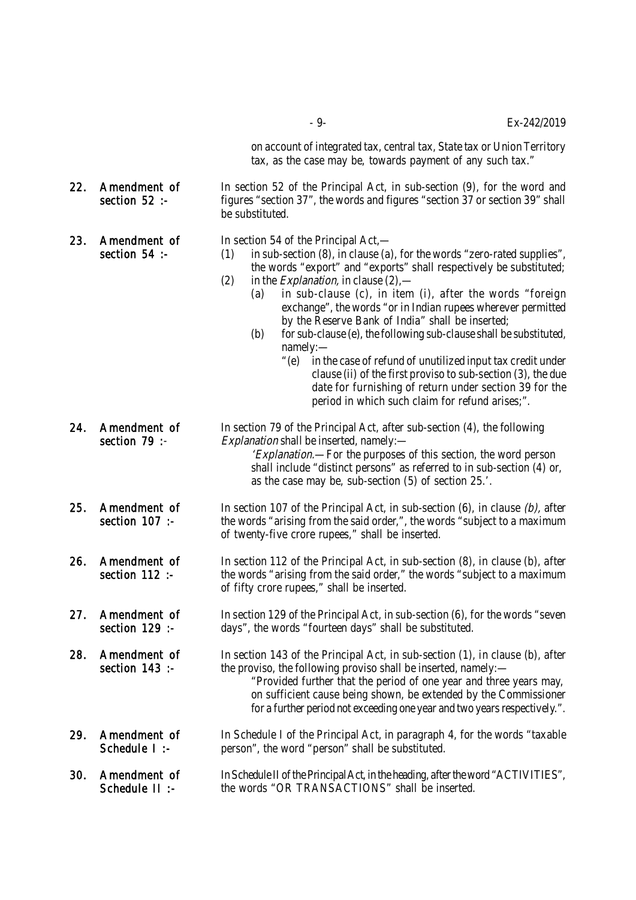on account of integrated tax, central tax, State tax or Union Territory tax, as the case may be, towards payment of any such tax."

**22. Amendment of section 52 :-** In section 52 of the Principal Act, in sub-section (9), for the word and figures "section 37", the words and figures "section 37 or section 39" shall be substituted.

**23. Amendment of section 54 :-** In section 54 of the Principal Act,—

(1) in sub-section (8), in clause (a), for the words "zero-rated supplies", the words "export" and "exports" shall respectively be substituted;

(2) in the *Explanation,* in clause (2),—

(a) in sub-clause (c), in item (i), after the words "foreign exchange", the words "or in Indian rupees wherever permitted by the Reserve Bank of India" shall be inserted;

(b) for sub-clause (e), the following sub-clause shall be substituted, namely:—

"(e) in the case of refund of unutilized input tax credit under clause (ii) of the first proviso to sub-section (3), the due date for furnishing of return under section 39 for the period in which such claim for refund arises;".

**24. Amendment of section 79 :-** In section 79 of the Principal Act, after sub-section (4), the following *Explanation* shall be inserted, namely:—

'*Explanation*.— For the purposes of this section, the word person shall include "distinct persons" as referred to in sub-section (4) or, as the case may be, sub-section (5) of section 25.'.

**25. Amendment of section 107 :-** In section 107 of the Principal Act, in sub-section (6), in clause *(b),* after the words "arising from the said order,", the words "subject to a maximum of twenty-five crore rupees," shall be inserted.

**26. Amendment of section 112 :-** In section 112 of the Principal Act, in sub-section (8), in clause (b), after the words "arising from the said order," the words "subject to a maximum of fifty crore rupees," shall be inserted.

**27. Amendment of section 129 :-** In section 129 of the Principal Act, in sub-section (6), for the words "seven days", the words "fourteen days" shall be substituted.

**28. Amendment of section 143 :-** In section 143 of the Principal Act, in sub-section (1), in clause (b), after the proviso, the following proviso shall be inserted, namely:—

"Provided further that the period of one year and three years may, on sufficient cause being shown, be extended by the Commissioner for a further period not exceeding one year and two years respectively.".

**29. Amendment of Schedule I :-** In Schedule I of the Principal Act, in paragraph 4, for the words "taxable person", the word "person" shall be substituted.

**30. Amendment of Schedule II :-** In Schedule II of the Principal Act, in the heading, after the word "ACTIVITIES", the words "OR TRANSACTIONS" shall be inserted.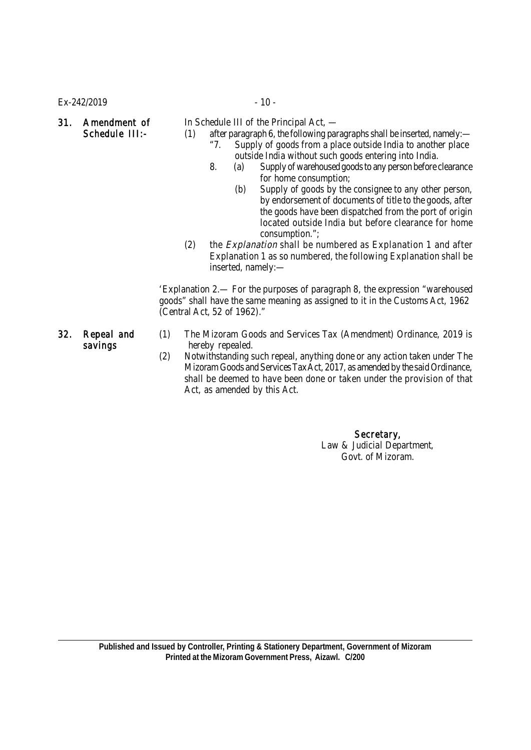**31. Amendment of Schedule III:-** In Schedule III of the Principal Act, —

(1) after paragraph 6, the following paragraphs shall be inserted, namely:—

"7. Supply of goods from a place outside India to another place outside India without such goods entering into India.

8. (a) Supply of warehoused goods to any person before clearance for home consumption;

(b) Supply of goods by the consignee to any other person, by endorsement of documents of title to the goods, after the goods have been dispatched from the port of origin located outside India but before clearance for home consumption.";

(2) the *Explanation* shall be numbered as Explanation 1 and after Explanation 1 as so numbered, the following Explanation shall be inserted, namely:—

'Explanation 2.— For the purposes of paragraph 8, the expression "warehoused goods" shall have the same meaning as assigned to it in the Customs Act, 1962 (Central Act, 52 of 1962)."

**32. Repeal and savings**

(1) The Mizoram Goods and Services Tax (Amendment) Ordinance, 2019 is hereby repealed.

(2) Notwithstanding such repeal, anything done or any action taken under The Mizoram Goods and Services Tax Act, 2017, as amended by the said Ordinance, shall be deemed to have been done or taken under the provision of that Act, as amended by this Act.

*Secretary,*
Law & Judicial Department,
Govt. of Mizoram.

**Published and Issued by Controller, Printing & Stationery Department, Government of Mizoram**
**Printed at the Mizoram Government Press, Aizawl. C/200**